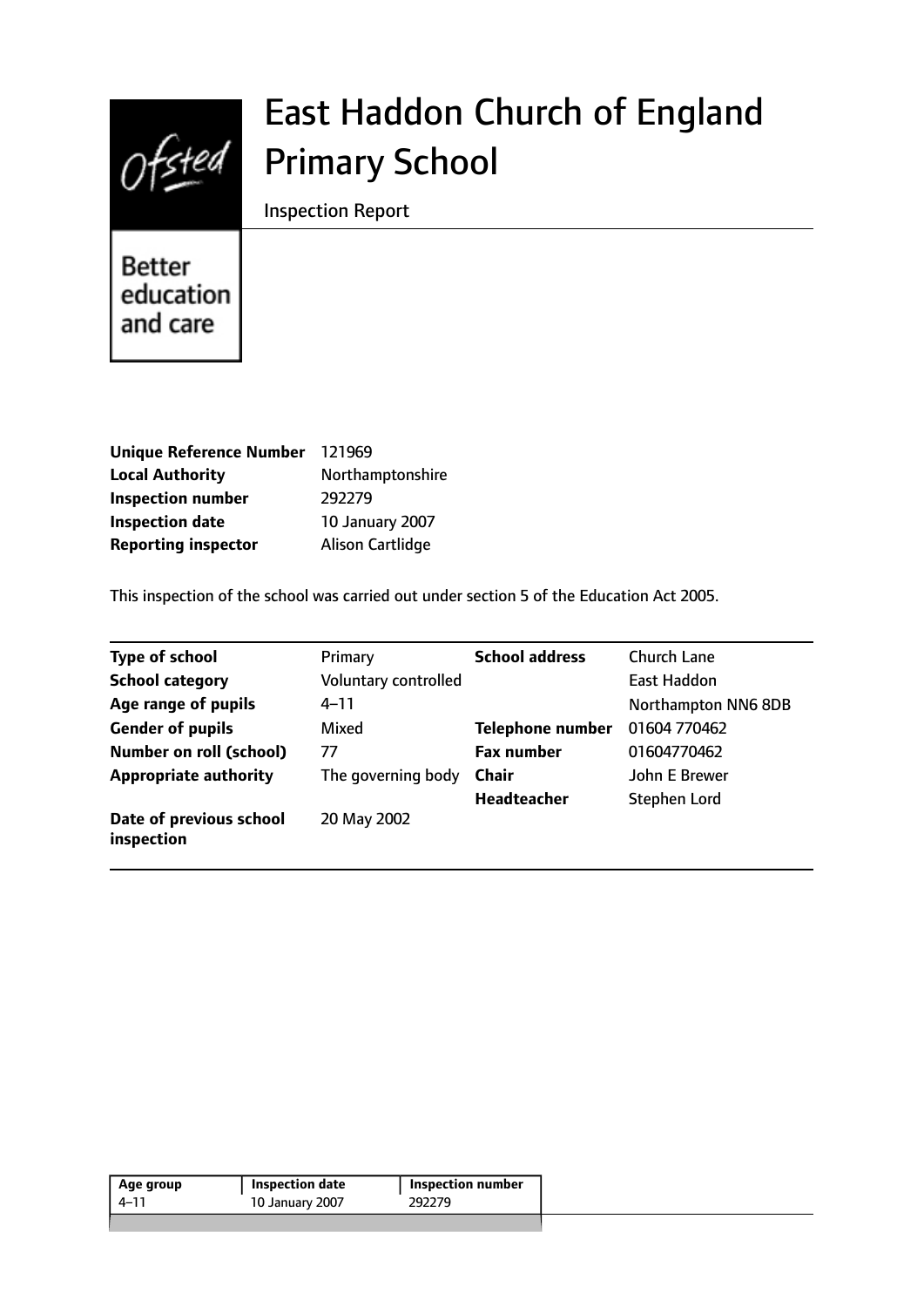# East Haddon Church of England Primary School

Inspection Report

Better education and care

| | |
|---|---|
| **Unique Reference Number** | 121969 |
| **Local Authority** | Northamptonshire |
| **Inspection number** | 292279 |
| **Inspection date** | 10 January 2007 |
| **Reporting inspector** | Alison Cartlidge |

This inspection of the school was carried out under section 5 of the Education Act 2005.

| | | | |
|---|---|---|---|
| **Type of school** | Primary | **School address** | Church Lane |
| **School category** | Voluntary controlled | | East Haddon |
| **Age range of pupils** | 4–11 | | Northampton NN6 8DB |
| **Gender of pupils** | Mixed | **Telephone number** | 01604 770462 |
| **Number on roll (school)** | 77 | **Fax number** | 01604770462 |
| **Appropriate authority** | The governing body | **Chair** | John E Brewer |
| | | **Headteacher** | Stephen Lord |
| **Date of previous school inspection** | 20 May 2002 | | |

| Age group | Inspection date | Inspection number |
|---|---|---|
| 4–11 | 10 January 2007 | 292279 |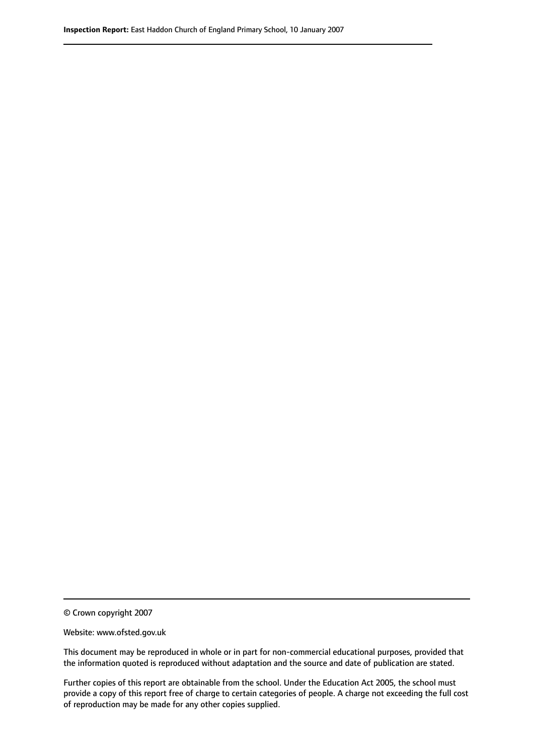© Crown copyright 2007

Website: www.ofsted.gov.uk

This document may be reproduced in whole or in part for non-commercial educational purposes, provided that the information quoted is reproduced without adaptation and the source and date of publication are stated.

Further copies of this report are obtainable from the school. Under the Education Act 2005, the school must provide a copy of this report free of charge to certain categories of people. A charge not exceeding the full cost of reproduction may be made for any other copies supplied.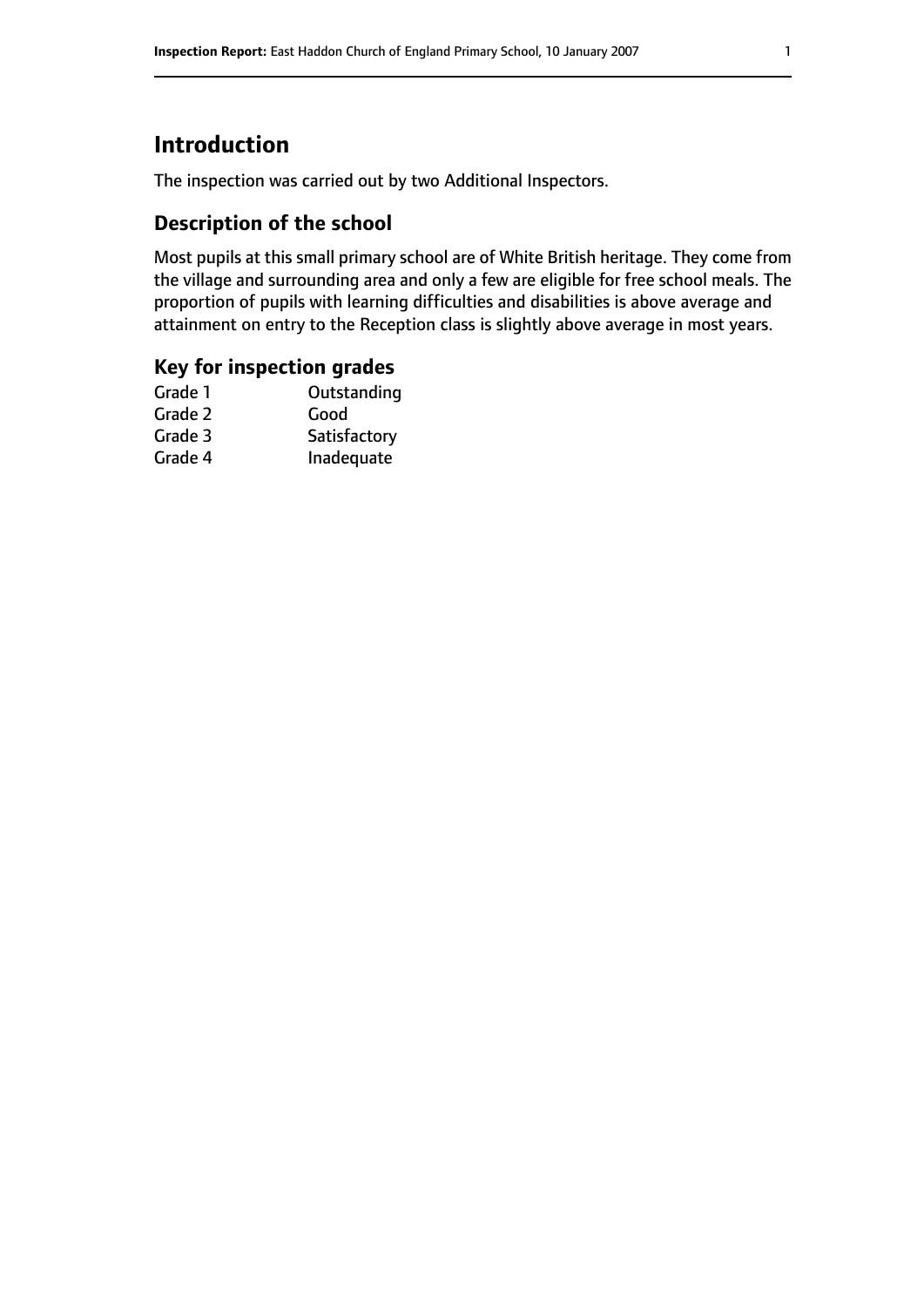# Introduction

The inspection was carried out by two Additional Inspectors.

## Description of the school

Most pupils at this small primary school are of White British heritage. They come from the village and surrounding area and only a few are eligible for free school meals. The proportion of pupils with learning difficulties and disabilities is above average and attainment on entry to the Reception class is slightly above average in most years.

## Key for inspection grades

| | |
|---|---|
| Grade 1 | Outstanding |
| Grade 2 | Good |
| Grade 3 | Satisfactory |
| Grade 4 | Inadequate |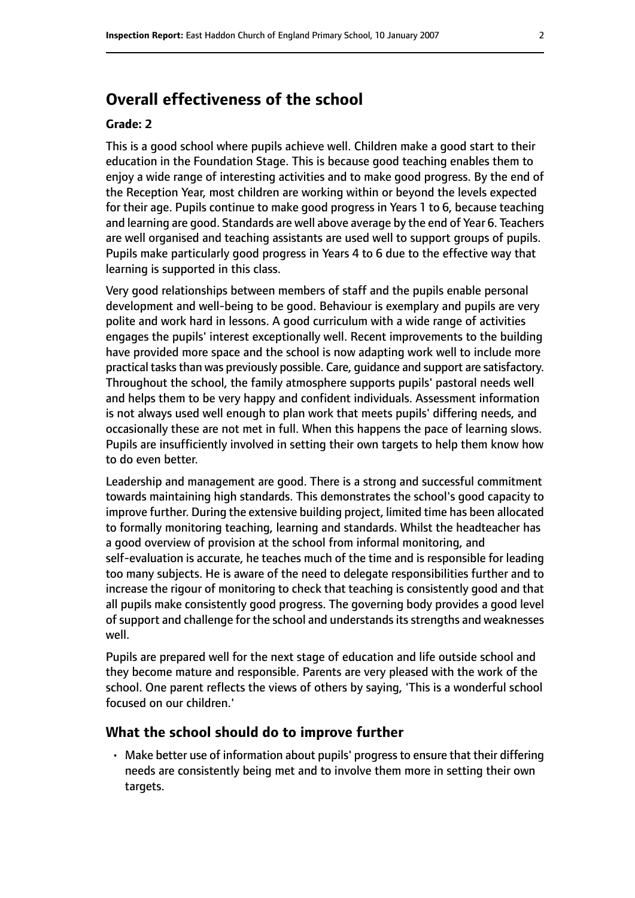## Overall effectiveness of the school

**Grade: 2**

This is a good school where pupils achieve well. Children make a good start to their education in the Foundation Stage. This is because good teaching enables them to enjoy a wide range of interesting activities and to make good progress. By the end of the Reception Year, most children are working within or beyond the levels expected for their age. Pupils continue to make good progress in Years 1 to 6, because teaching and learning are good. Standards are well above average by the end of Year 6. Teachers are well organised and teaching assistants are used well to support groups of pupils. Pupils make particularly good progress in Years 4 to 6 due to the effective way that learning is supported in this class.

Very good relationships between members of staff and the pupils enable personal development and well-being to be good. Behaviour is exemplary and pupils are very polite and work hard in lessons. A good curriculum with a wide range of activities engages the pupils' interest exceptionally well. Recent improvements to the building have provided more space and the school is now adapting work well to include more practical tasks than was previously possible. Care, guidance and support are satisfactory. Throughout the school, the family atmosphere supports pupils' pastoral needs well and helps them to be very happy and confident individuals. Assessment information is not always used well enough to plan work that meets pupils' differing needs, and occasionally these are not met in full. When this happens the pace of learning slows. Pupils are insufficiently involved in setting their own targets to help them know how to do even better.

Leadership and management are good. There is a strong and successful commitment towards maintaining high standards. This demonstrates the school's good capacity to improve further. During the extensive building project, limited time has been allocated to formally monitoring teaching, learning and standards. Whilst the headteacher has a good overview of provision at the school from informal monitoring, and self-evaluation is accurate, he teaches much of the time and is responsible for leading too many subjects. He is aware of the need to delegate responsibilities further and to increase the rigour of monitoring to check that teaching is consistently good and that all pupils make consistently good progress. The governing body provides a good level of support and challenge for the school and understands its strengths and weaknesses well.

Pupils are prepared well for the next stage of education and life outside school and they become mature and responsible. Parents are very pleased with the work of the school. One parent reflects the views of others by saying, 'This is a wonderful school focused on our children.'

### What the school should do to improve further

- Make better use of information about pupils' progress to ensure that their differing needs are consistently being met and to involve them more in setting their own targets.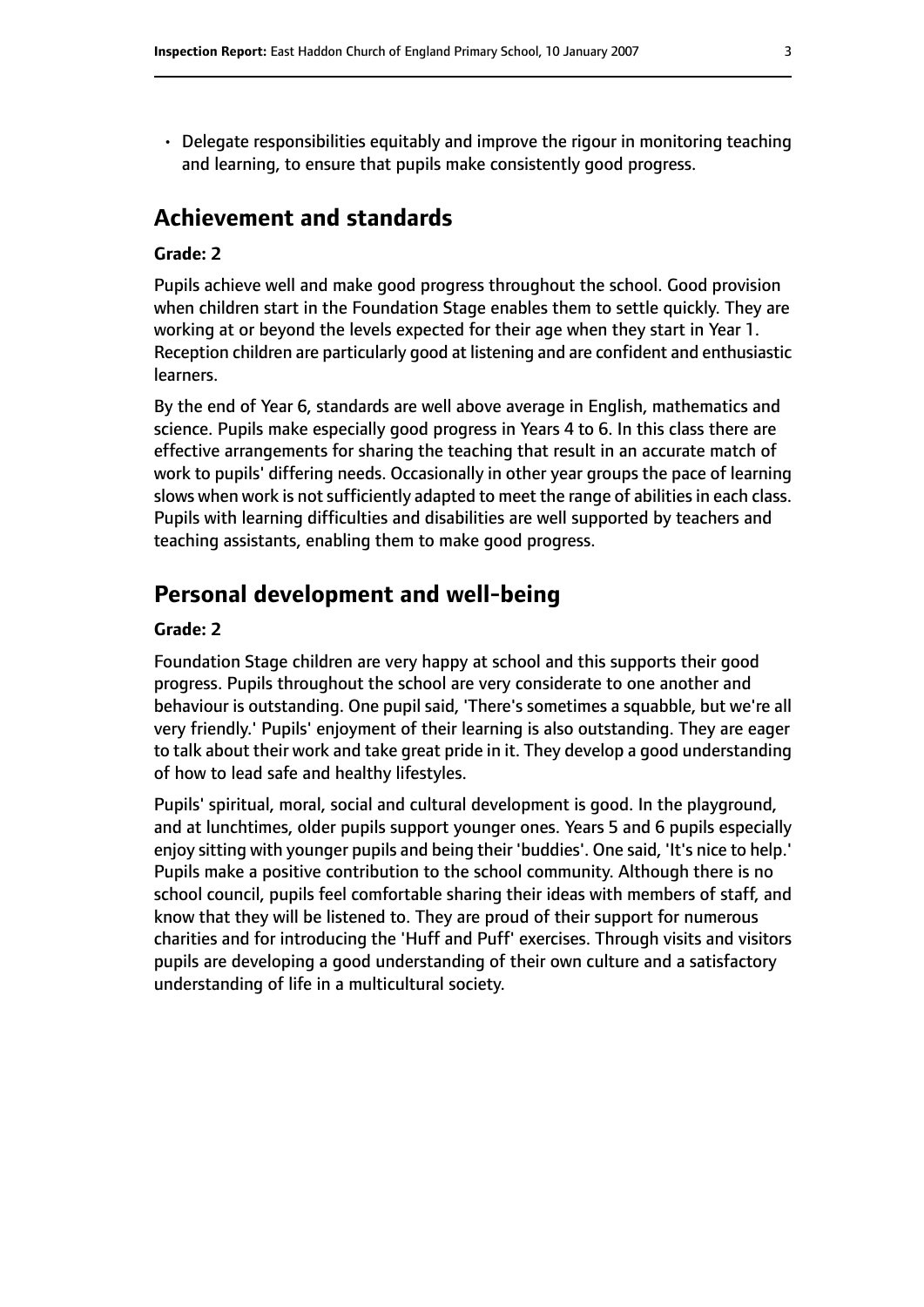- Delegate responsibilities equitably and improve the rigour in monitoring teaching and learning, to ensure that pupils make consistently good progress.

## Achievement and standards

**Grade: 2**

Pupils achieve well and make good progress throughout the school. Good provision when children start in the Foundation Stage enables them to settle quickly. They are working at or beyond the levels expected for their age when they start in Year 1. Reception children are particularly good at listening and are confident and enthusiastic learners.

By the end of Year 6, standards are well above average in English, mathematics and science. Pupils make especially good progress in Years 4 to 6. In this class there are effective arrangements for sharing the teaching that result in an accurate match of work to pupils' differing needs. Occasionally in other year groups the pace of learning slows when work is not sufficiently adapted to meet the range of abilities in each class. Pupils with learning difficulties and disabilities are well supported by teachers and teaching assistants, enabling them to make good progress.

## Personal development and well-being

**Grade: 2**

Foundation Stage children are very happy at school and this supports their good progress. Pupils throughout the school are very considerate to one another and behaviour is outstanding. One pupil said, 'There's sometimes a squabble, but we're all very friendly.' Pupils' enjoyment of their learning is also outstanding. They are eager to talk about their work and take great pride in it. They develop a good understanding of how to lead safe and healthy lifestyles.

Pupils' spiritual, moral, social and cultural development is good. In the playground, and at lunchtimes, older pupils support younger ones. Years 5 and 6 pupils especially enjoy sitting with younger pupils and being their 'buddies'. One said, 'It's nice to help.' Pupils make a positive contribution to the school community. Although there is no school council, pupils feel comfortable sharing their ideas with members of staff, and know that they will be listened to. They are proud of their support for numerous charities and for introducing the 'Huff and Puff' exercises. Through visits and visitors pupils are developing a good understanding of their own culture and a satisfactory understanding of life in a multicultural society.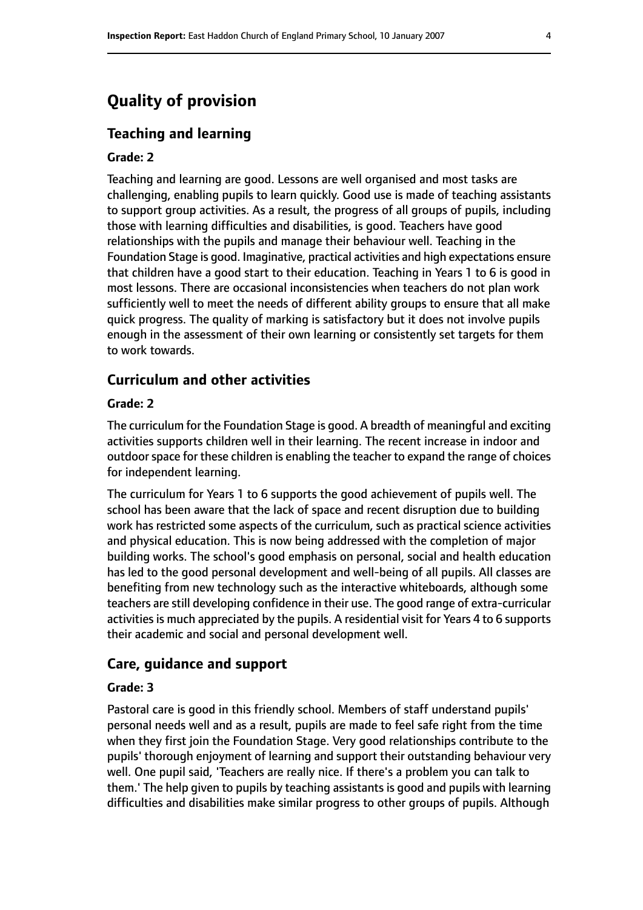# Quality of provision

## Teaching and learning

### Grade: 2

Teaching and learning are good. Lessons are well organised and most tasks are challenging, enabling pupils to learn quickly. Good use is made of teaching assistants to support group activities. As a result, the progress of all groups of pupils, including those with learning difficulties and disabilities, is good. Teachers have good relationships with the pupils and manage their behaviour well. Teaching in the Foundation Stage is good. Imaginative, practical activities and high expectations ensure that children have a good start to their education. Teaching in Years 1 to 6 is good in most lessons. There are occasional inconsistencies when teachers do not plan work sufficiently well to meet the needs of different ability groups to ensure that all make quick progress. The quality of marking is satisfactory but it does not involve pupils enough in the assessment of their own learning or consistently set targets for them to work towards.

## Curriculum and other activities

### Grade: 2

The curriculum for the Foundation Stage is good. A breadth of meaningful and exciting activities supports children well in their learning. The recent increase in indoor and outdoor space for these children is enabling the teacher to expand the range of choices for independent learning.

The curriculum for Years 1 to 6 supports the good achievement of pupils well. The school has been aware that the lack of space and recent disruption due to building work has restricted some aspects of the curriculum, such as practical science activities and physical education. This is now being addressed with the completion of major building works. The school's good emphasis on personal, social and health education has led to the good personal development and well-being of all pupils. All classes are benefiting from new technology such as the interactive whiteboards, although some teachers are still developing confidence in their use. The good range of extra-curricular activities is much appreciated by the pupils. A residential visit for Years 4 to 6 supports their academic and social and personal development well.

## Care, guidance and support

### Grade: 3

Pastoral care is good in this friendly school. Members of staff understand pupils' personal needs well and as a result, pupils are made to feel safe right from the time when they first join the Foundation Stage. Very good relationships contribute to the pupils' thorough enjoyment of learning and support their outstanding behaviour very well. One pupil said, 'Teachers are really nice. If there's a problem you can talk to them.' The help given to pupils by teaching assistants is good and pupils with learning difficulties and disabilities make similar progress to other groups of pupils. Although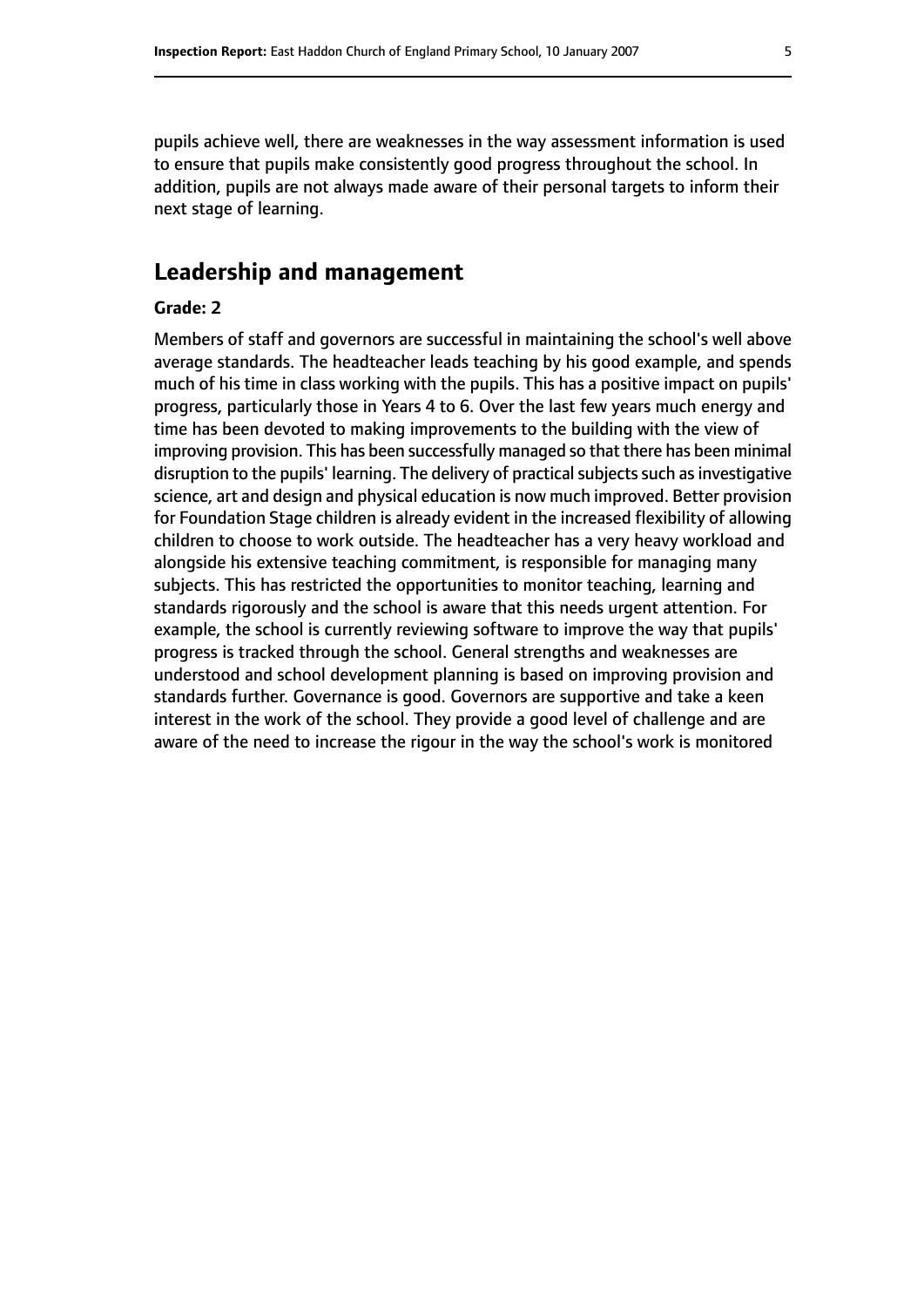pupils achieve well, there are weaknesses in the way assessment information is used to ensure that pupils make consistently good progress throughout the school. In addition, pupils are not always made aware of their personal targets to inform their next stage of learning.

## Leadership and management

**Grade: 2**

Members of staff and governors are successful in maintaining the school's well above average standards. The headteacher leads teaching by his good example, and spends much of his time in class working with the pupils. This has a positive impact on pupils' progress, particularly those in Years 4 to 6. Over the last few years much energy and time has been devoted to making improvements to the building with the view of improving provision. This has been successfully managed so that there has been minimal disruption to the pupils' learning. The delivery of practical subjects such as investigative science, art and design and physical education is now much improved. Better provision for Foundation Stage children is already evident in the increased flexibility of allowing children to choose to work outside. The headteacher has a very heavy workload and alongside his extensive teaching commitment, is responsible for managing many subjects. This has restricted the opportunities to monitor teaching, learning and standards rigorously and the school is aware that this needs urgent attention. For example, the school is currently reviewing software to improve the way that pupils' progress is tracked through the school. General strengths and weaknesses are understood and school development planning is based on improving provision and standards further. Governance is good. Governors are supportive and take a keen interest in the work of the school. They provide a good level of challenge and are aware of the need to increase the rigour in the way the school's work is monitored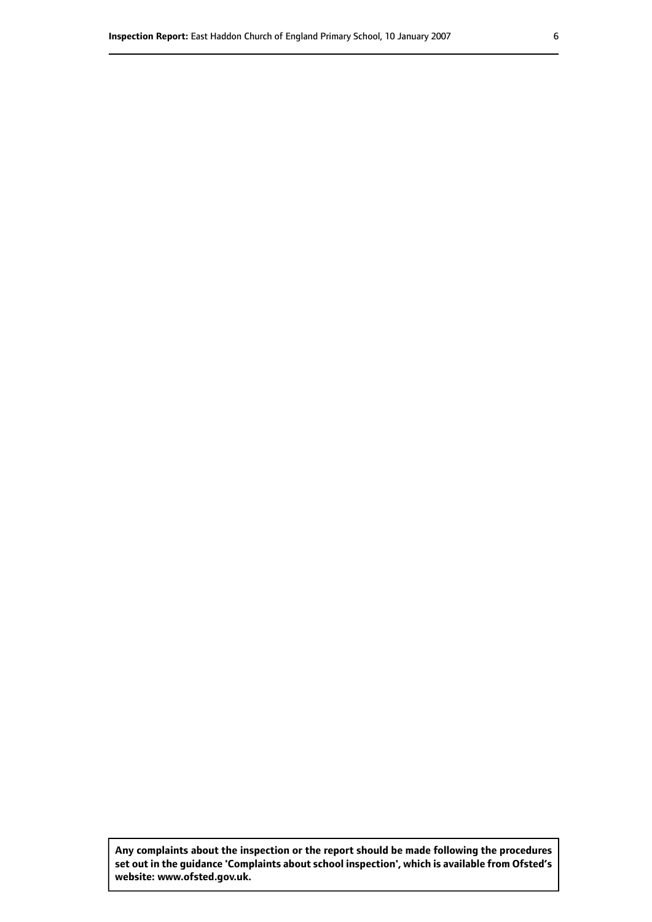**Any complaints about the inspection or the report should be made following the procedures set out in the guidance 'Complaints about school inspection', which is available from Ofsted's website: www.ofsted.gov.uk.**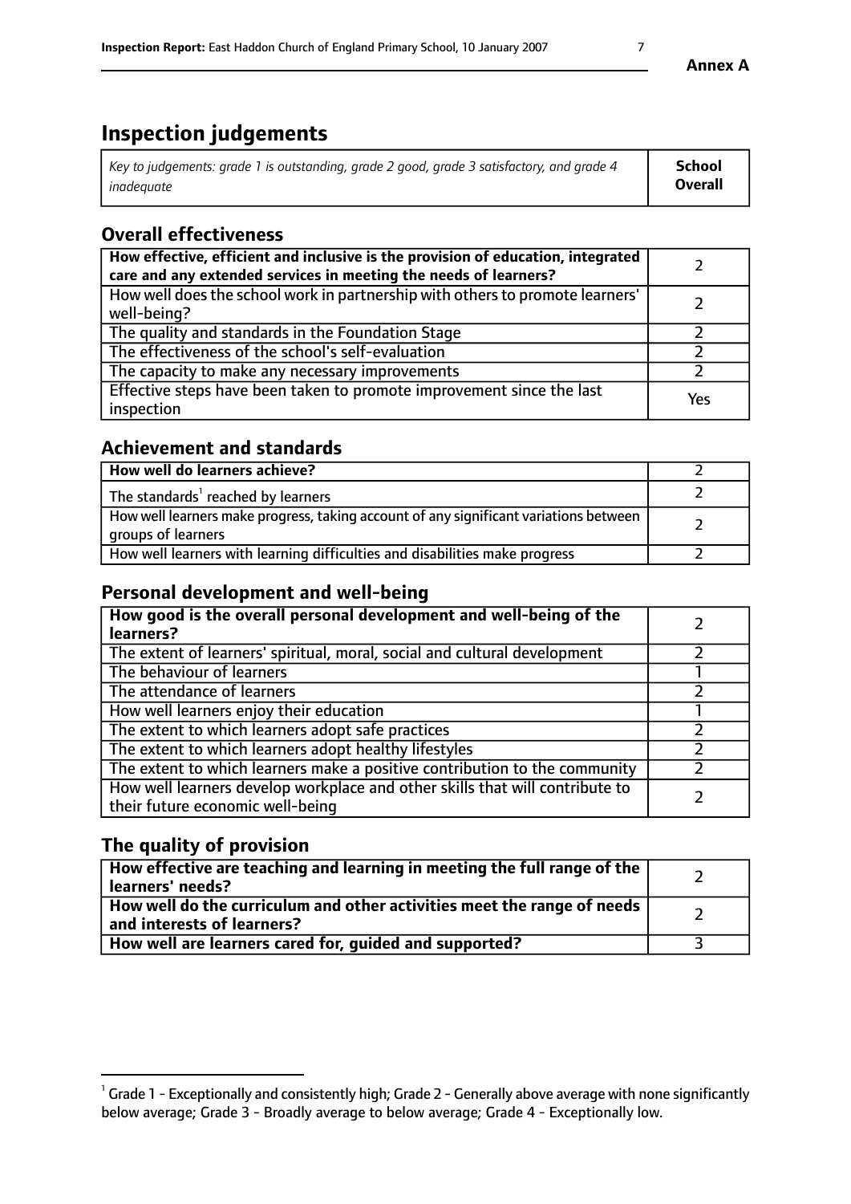# Inspection judgements

| *Key to judgements: grade 1 is outstanding, grade 2 good, grade 3 satisfactory, and grade 4 inadequate* | **School Overall** |
|---|---|

## Overall effectiveness

| | |
|---|---|
| **How effective, efficient and inclusive is the provision of education, integrated care and any extended services in meeting the needs of learners?** | 2 |
| How well does the school work in partnership with others to promote learners' well-being? | 2 |
| The quality and standards in the Foundation Stage | 2 |
| The effectiveness of the school's self-evaluation | 2 |
| The capacity to make any necessary improvements | 2 |
| Effective steps have been taken to promote improvement since the last inspection | Yes |

## Achievement and standards

| | |
|---|---|
| **How well do learners achieve?** | 2 |
| The standards[1] reached by learners | 2 |
| How well learners make progress, taking account of any significant variations between groups of learners | 2 |
| How well learners with learning difficulties and disabilities make progress | 2 |

## Personal development and well-being

| | |
|---|---|
| **How good is the overall personal development and well-being of the learners?** | 2 |
| The extent of learners' spiritual, moral, social and cultural development | 2 |
| The behaviour of learners | 1 |
| The attendance of learners | 2 |
| How well learners enjoy their education | 1 |
| The extent to which learners adopt safe practices | 2 |
| The extent to which learners adopt healthy lifestyles | 2 |
| The extent to which learners make a positive contribution to the community | 2 |
| How well learners develop workplace and other skills that will contribute to their future economic well-being | 2 |

## The quality of provision

| | |
|---|---|
| **How effective are teaching and learning in meeting the full range of the learners' needs?** | 2 |
| **How well do the curriculum and other activities meet the range of needs and interests of learners?** | 2 |
| **How well are learners cared for, guided and supported?** | 3 |

[1] Grade 1 - Exceptionally and consistently high; Grade 2 - Generally above average with none significantly below average; Grade 3 - Broadly average to below average; Grade 4 - Exceptionally low.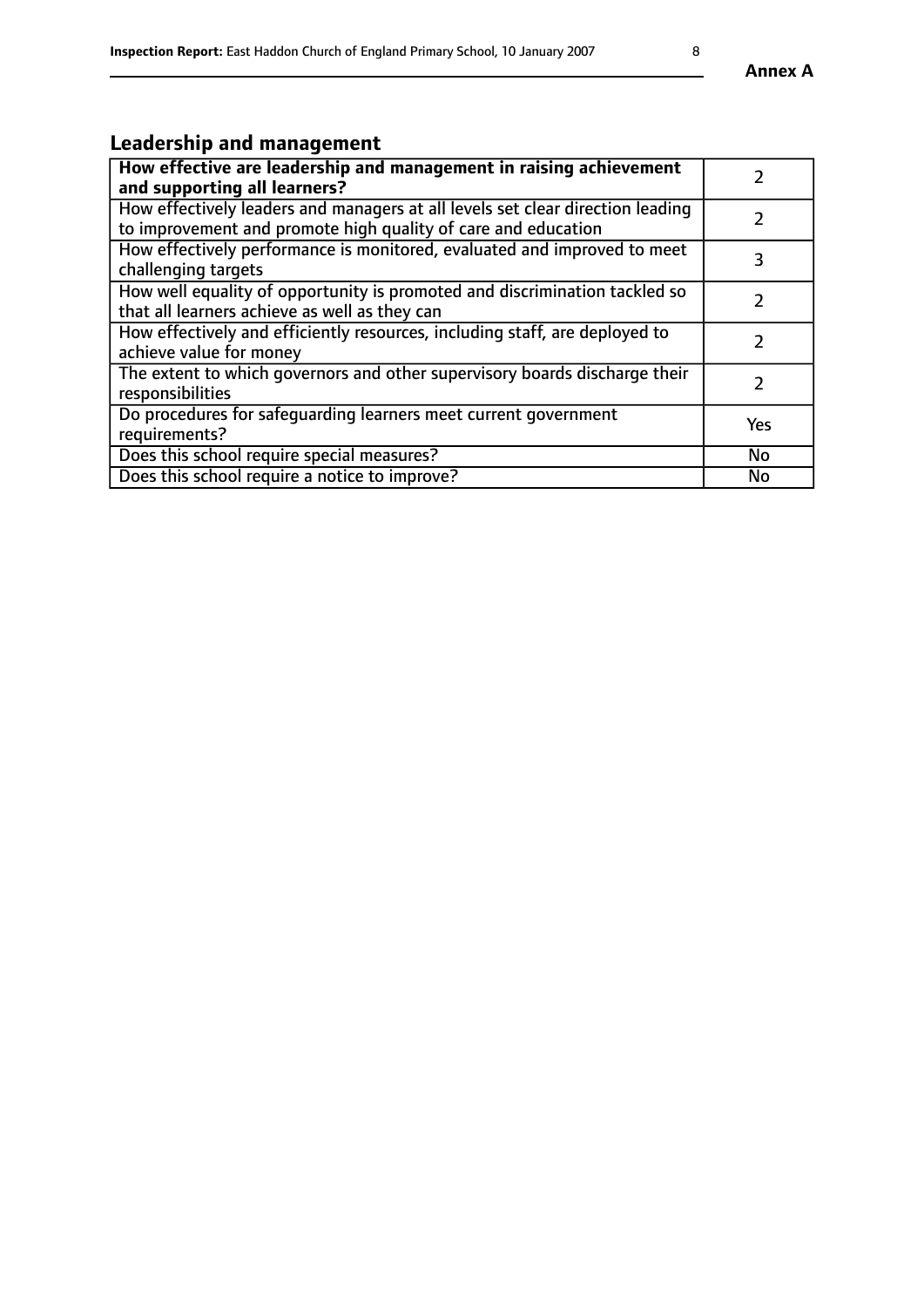## Leadership and management

| **How effective are leadership and management in raising achievement and supporting all learners?** | 2 |
|---|---|
| How effectively leaders and managers at all levels set clear direction leading to improvement and promote high quality of care and education | 2 |
| How effectively performance is monitored, evaluated and improved to meet challenging targets | 3 |
| How well equality of opportunity is promoted and discrimination tackled so that all learners achieve as well as they can | 2 |
| How effectively and efficiently resources, including staff, are deployed to achieve value for money | 2 |
| The extent to which governors and other supervisory boards discharge their responsibilities | 2 |
| Do procedures for safeguarding learners meet current government requirements? | Yes |
| Does this school require special measures? | No |
| Does this school require a notice to improve? | No |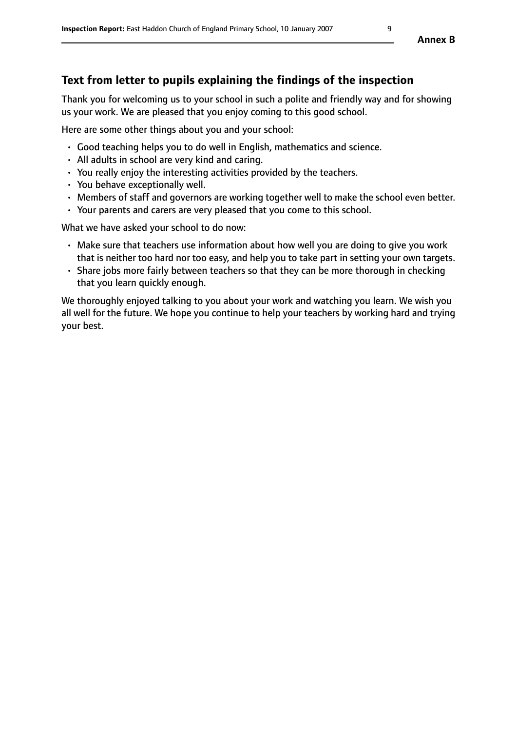## Text from letter to pupils explaining the findings of the inspection

Thank you for welcoming us to your school in such a polite and friendly way and for showing us your work. We are pleased that you enjoy coming to this good school.

Here are some other things about you and your school:

- Good teaching helps you to do well in English, mathematics and science.
- All adults in school are very kind and caring.
- You really enjoy the interesting activities provided by the teachers.
- You behave exceptionally well.
- Members of staff and governors are working together well to make the school even better.
- Your parents and carers are very pleased that you come to this school.

What we have asked your school to do now:

- Make sure that teachers use information about how well you are doing to give you work that is neither too hard nor too easy, and help you to take part in setting your own targets.
- Share jobs more fairly between teachers so that they can be more thorough in checking that you learn quickly enough.

We thoroughly enjoyed talking to you about your work and watching you learn. We wish you all well for the future. We hope you continue to help your teachers by working hard and trying your best.